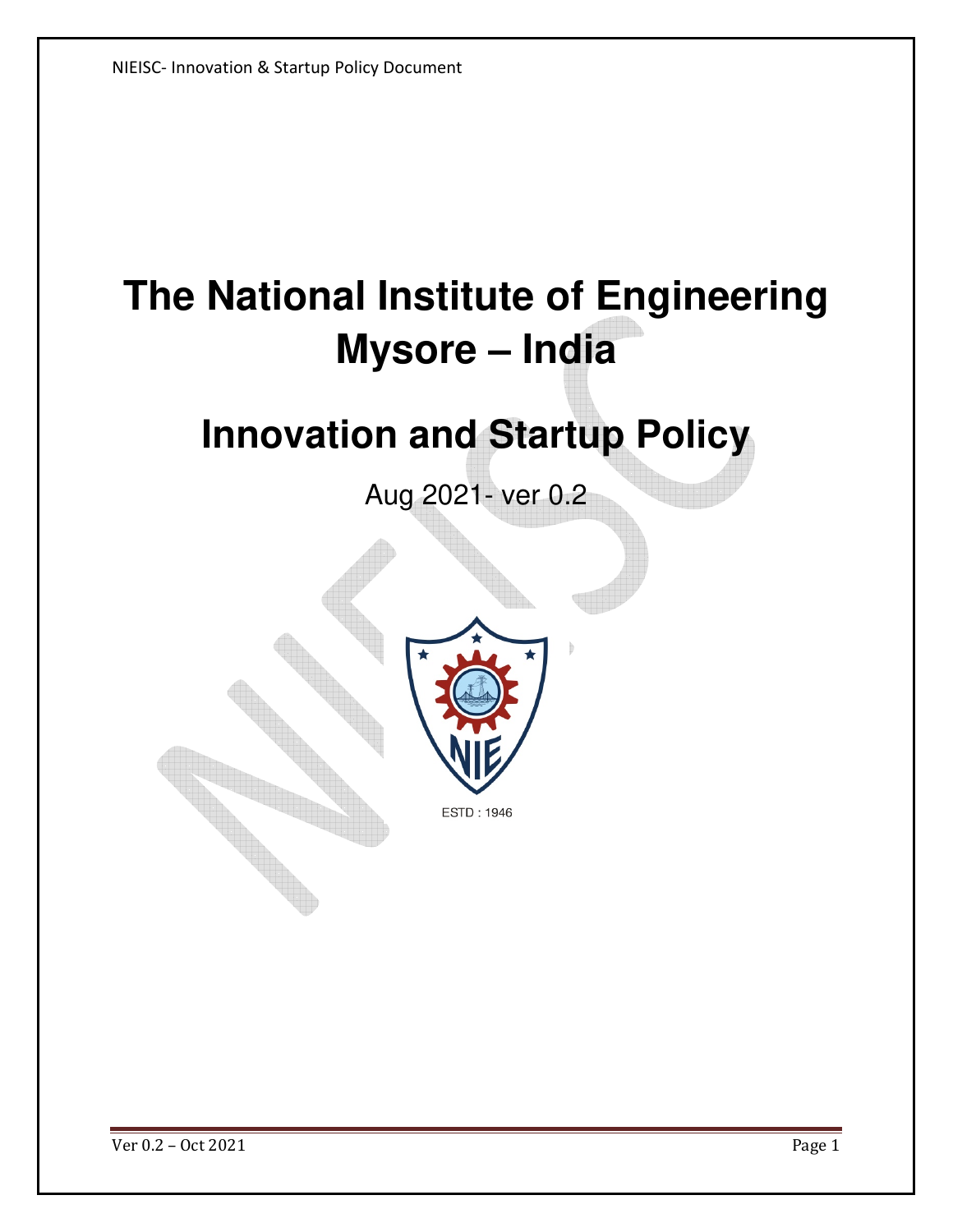# The National Institute of Engineering Mysore – India

# Innovation and Startup Policy

Aug 2021- ver 0.2

ESTD : 1946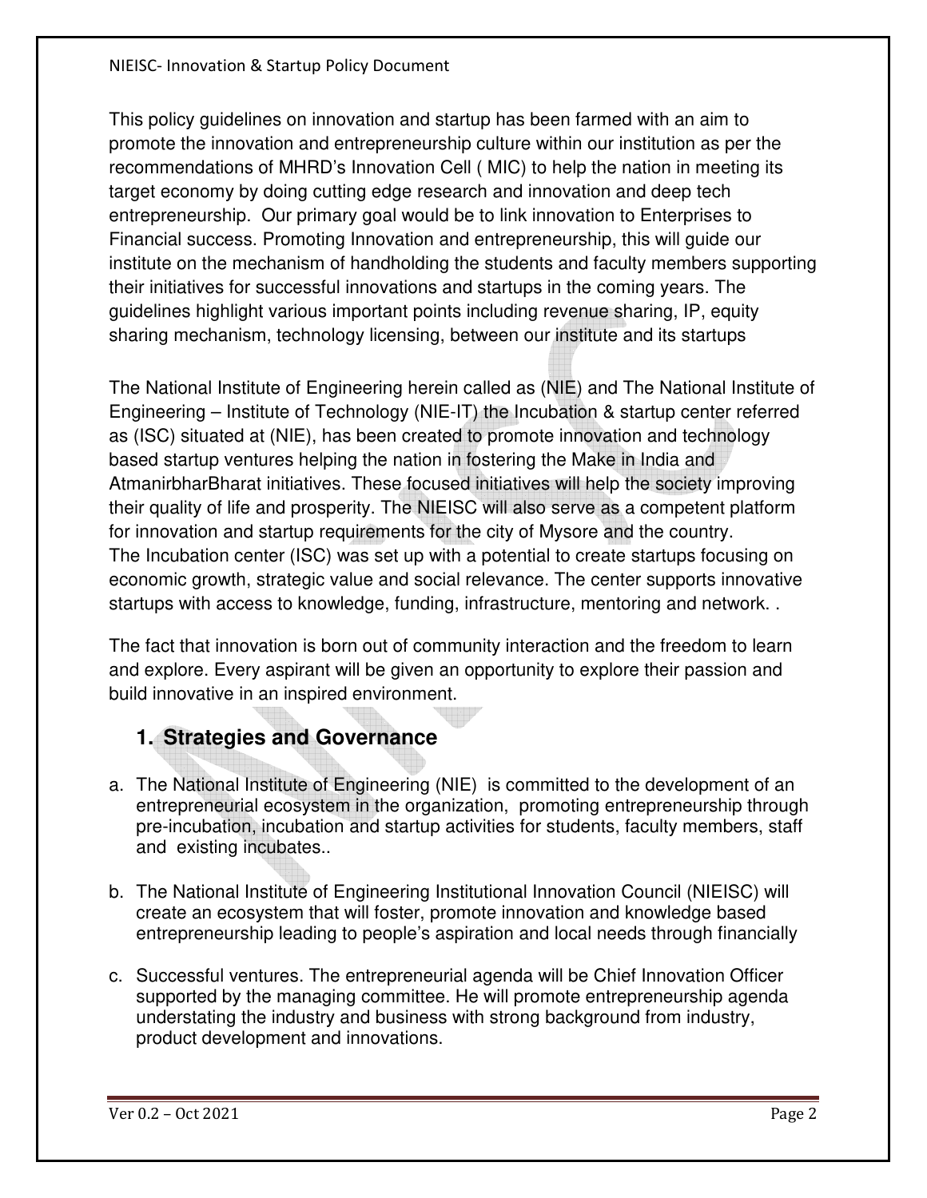This policy guidelines on innovation and startup has been farmed with an aim to promote the innovation and entrepreneurship culture within our institution as per the recommendations of MHRD's Innovation Cell ( MIC) to help the nation in meeting its target economy by doing cutting edge research and innovation and deep tech entrepreneurship. Our primary goal would be to link innovation to Enterprises to Financial success. Promoting Innovation and entrepreneurship, this will guide our institute on the mechanism of handholding the students and faculty members supporting their initiatives for successful innovations and startups in the coming years. The guidelines highlight various important points including revenue sharing, IP, equity sharing mechanism, technology licensing, between our institute and its startups

The National Institute of Engineering herein called as (NIE) and The National Institute of Engineering – Institute of Technology (NIE-IT) the Incubation & startup center referred as (ISC) situated at (NIE), has been created to promote innovation and technology based startup ventures helping the nation in fostering the Make in India and AtmanirbharBharat initiatives. These focused initiatives will help the society improving their quality of life and prosperity. The NIEISC will also serve as a competent platform for innovation and startup requirements for the city of Mysore and the country.
The Incubation center (ISC) was set up with a potential to create startups focusing on economic growth, strategic value and social relevance. The center supports innovative startups with access to knowledge, funding, infrastructure, mentoring and network. .

The fact that innovation is born out of community interaction and the freedom to learn and explore. Every aspirant will be given an opportunity to explore their passion and build innovative in an inspired environment.

## 1. Strategies and Governance

a. The National Institute of Engineering (NIE) is committed to the development of an entrepreneurial ecosystem in the organization, promoting entrepreneurship through pre-incubation, incubation and startup activities for students, faculty members, staff and existing incubates..

b. The National Institute of Engineering Institutional Innovation Council (NIEISC) will create an ecosystem that will foster, promote innovation and knowledge based entrepreneurship leading to people's aspiration and local needs through financially

c. Successful ventures. The entrepreneurial agenda will be Chief Innovation Officer supported by the managing committee. He will promote entrepreneurship agenda understating the industry and business with strong background from industry, product development and innovations.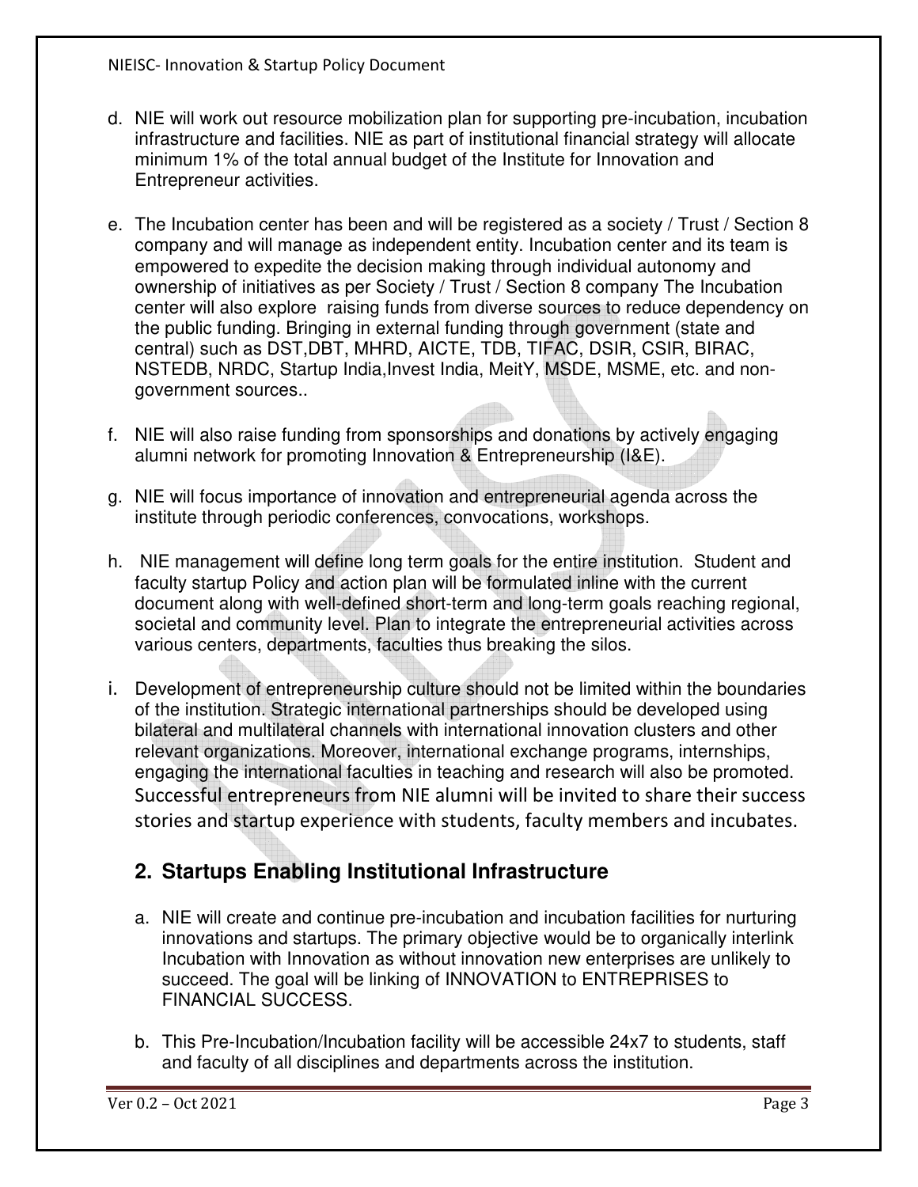d. NIE will work out resource mobilization plan for supporting pre-incubation, incubation infrastructure and facilities. NIE as part of institutional financial strategy will allocate minimum 1% of the total annual budget of the Institute for Innovation and Entrepreneur activities.

e. The Incubation center has been and will be registered as a society / Trust / Section 8 company and will manage as independent entity. Incubation center and its team is empowered to expedite the decision making through individual autonomy and ownership of initiatives as per Society / Trust / Section 8 company The Incubation center will also explore raising funds from diverse sources to reduce dependency on the public funding. Bringing in external funding through government (state and central) such as DST,DBT, MHRD, AICTE, TDB, TIFAC, DSIR, CSIR, BIRAC, NSTEDB, NRDC, Startup India,Invest India, MeitY, MSDE, MSME, etc. and non-government sources..

f. NIE will also raise funding from sponsorships and donations by actively engaging alumni network for promoting Innovation & Entrepreneurship (I&E).

g. NIE will focus importance of innovation and entrepreneurial agenda across the institute through periodic conferences, convocations, workshops.

h. NIE management will define long term goals for the entire institution. Student and faculty startup Policy and action plan will be formulated inline with the current document along with well-defined short-term and long-term goals reaching regional, societal and community level. Plan to integrate the entrepreneurial activities across various centers, departments, faculties thus breaking the silos.

i. Development of entrepreneurship culture should not be limited within the boundaries of the institution. Strategic international partnerships should be developed using bilateral and multilateral channels with international innovation clusters and other relevant organizations. Moreover, international exchange programs, internships, engaging the international faculties in teaching and research will also be promoted. Successful entrepreneurs from NIE alumni will be invited to share their success stories and startup experience with students, faculty members and incubates.

## 2. Startups Enabling Institutional Infrastructure

a. NIE will create and continue pre-incubation and incubation facilities for nurturing innovations and startups. The primary objective would be to organically interlink Incubation with Innovation as without innovation new enterprises are unlikely to succeed. The goal will be linking of INNOVATION to ENTREPRISES to FINANCIAL SUCCESS.

b. This Pre-Incubation/Incubation facility will be accessible 24x7 to students, staff and faculty of all disciplines and departments across the institution.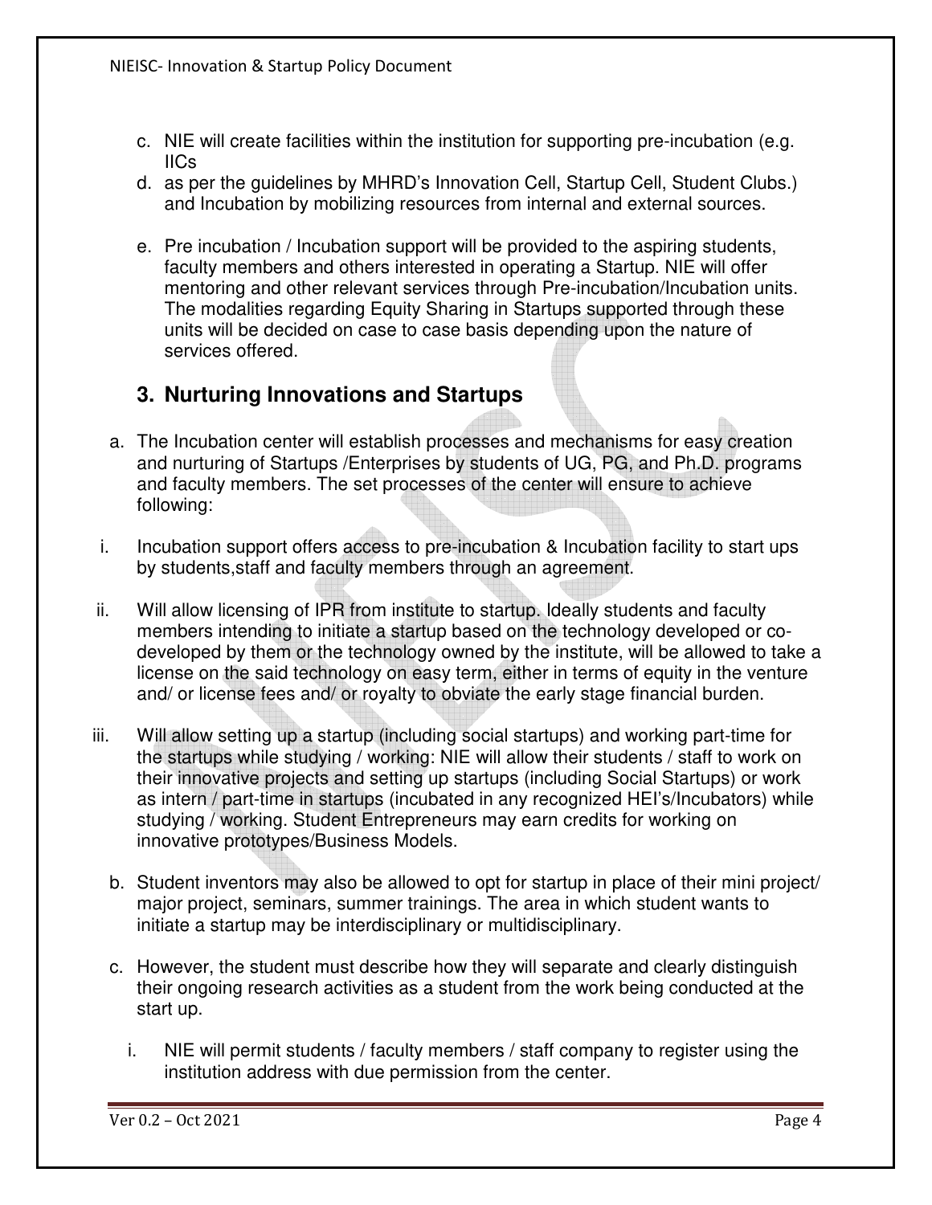c. NIE will create facilities within the institution for supporting pre-incubation (e.g. IICs

d. as per the guidelines by MHRD's Innovation Cell, Startup Cell, Student Clubs.) and Incubation by mobilizing resources from internal and external sources.

e. Pre incubation / Incubation support will be provided to the aspiring students, faculty members and others interested in operating a Startup. NIE will offer mentoring and other relevant services through Pre-incubation/Incubation units. The modalities regarding Equity Sharing in Startups supported through these units will be decided on case to case basis depending upon the nature of services offered.

## 3. Nurturing Innovations and Startups

a. The Incubation center will establish processes and mechanisms for easy creation and nurturing of Startups /Enterprises by students of UG, PG, and Ph.D. programs and faculty members. The set processes of the center will ensure to achieve following:

i. Incubation support offers access to pre-incubation & Incubation facility to start ups by students,staff and faculty members through an agreement.

ii. Will allow licensing of IPR from institute to startup. Ideally students and faculty members intending to initiate a startup based on the technology developed or co-developed by them or the technology owned by the institute, will be allowed to take a license on the said technology on easy term, either in terms of equity in the venture and/ or license fees and/ or royalty to obviate the early stage financial burden.

iii. Will allow setting up a startup (including social startups) and working part-time for the startups while studying / working: NIE will allow their students / staff to work on their innovative projects and setting up startups (including Social Startups) or work as intern / part-time in startups (incubated in any recognized HEI's/Incubators) while studying / working. Student Entrepreneurs may earn credits for working on innovative prototypes/Business Models.

b. Student inventors may also be allowed to opt for startup in place of their mini project/ major project, seminars, summer trainings. The area in which student wants to initiate a startup may be interdisciplinary or multidisciplinary.

c. However, the student must describe how they will separate and clearly distinguish their ongoing research activities as a student from the work being conducted at the start up.

   i. NIE will permit students / faculty members / staff company to register using the institution address with due permission from the center.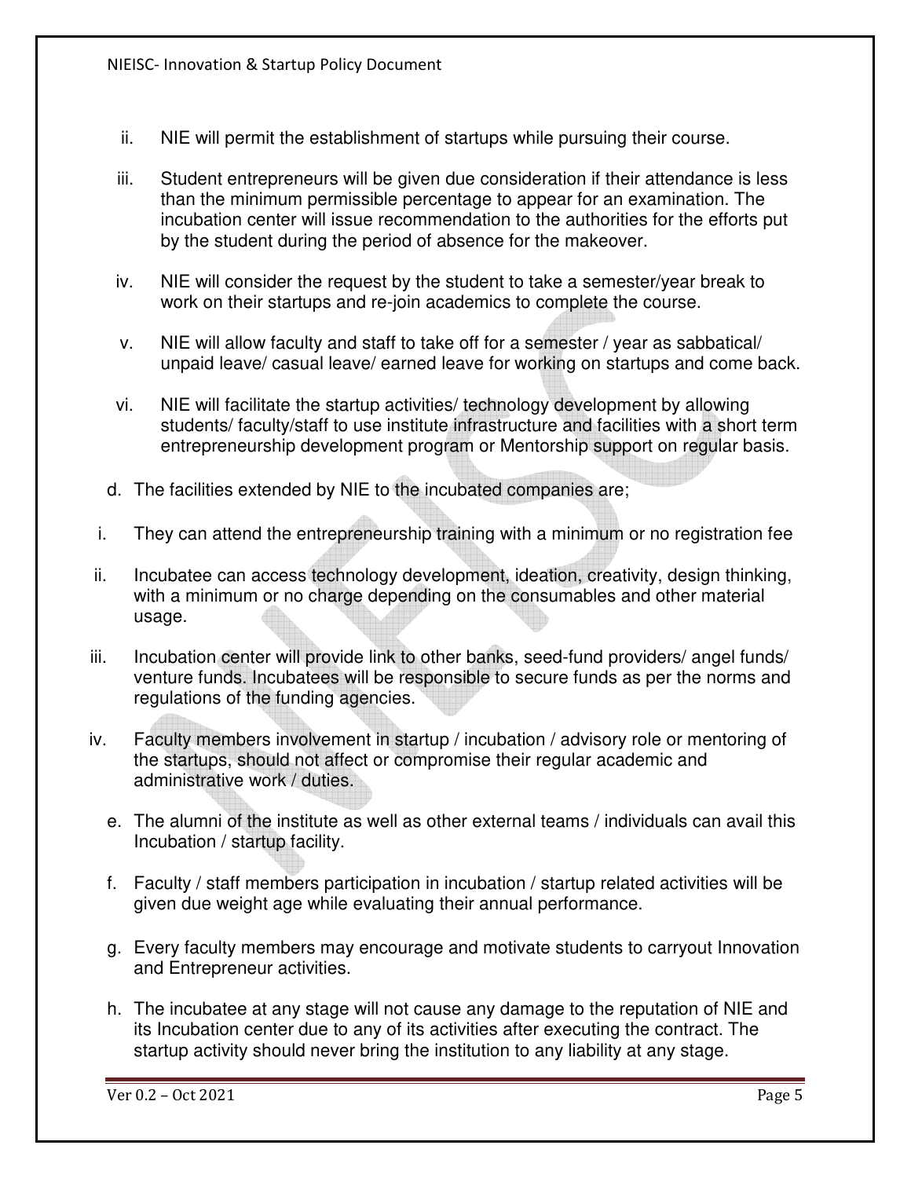ii. NIE will permit the establishment of startups while pursuing their course.

iii. Student entrepreneurs will be given due consideration if their attendance is less than the minimum permissible percentage to appear for an examination. The incubation center will issue recommendation to the authorities for the efforts put by the student during the period of absence for the makeover.

iv. NIE will consider the request by the student to take a semester/year break to work on their startups and re-join academics to complete the course.

v. NIE will allow faculty and staff to take off for a semester / year as sabbatical/ unpaid leave/ casual leave/ earned leave for working on startups and come back.

vi. NIE will facilitate the startup activities/ technology development by allowing students/ faculty/staff to use institute infrastructure and facilities with a short term entrepreneurship development program or Mentorship support on regular basis.

d. The facilities extended by NIE to the incubated companies are;

i. They can attend the entrepreneurship training with a minimum or no registration fee

ii. Incubatee can access technology development, ideation, creativity, design thinking, with a minimum or no charge depending on the consumables and other material usage.

iii. Incubation center will provide link to other banks, seed-fund providers/ angel funds/ venture funds. Incubatees will be responsible to secure funds as per the norms and regulations of the funding agencies.

iv. Faculty members involvement in startup / incubation / advisory role or mentoring of the startups, should not affect or compromise their regular academic and administrative work / duties.

e. The alumni of the institute as well as other external teams / individuals can avail this Incubation / startup facility.

f. Faculty / staff members participation in incubation / startup related activities will be given due weight age while evaluating their annual performance.

g. Every faculty members may encourage and motivate students to carryout Innovation and Entrepreneur activities.

h. The incubatee at any stage will not cause any damage to the reputation of NIE and its Incubation center due to any of its activities after executing the contract. The startup activity should never bring the institution to any liability at any stage.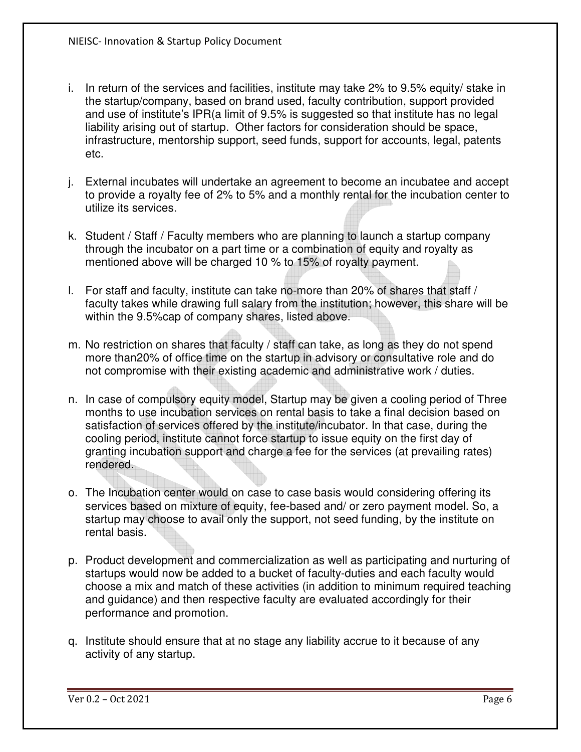i. In return of the services and facilities, institute may take 2% to 9.5% equity/ stake in the startup/company, based on brand used, faculty contribution, support provided and use of institute's IPR(a limit of 9.5% is suggested so that institute has no legal liability arising out of startup. Other factors for consideration should be space, infrastructure, mentorship support, seed funds, support for accounts, legal, patents etc.

j. External incubates will undertake an agreement to become an incubatee and accept to provide a royalty fee of 2% to 5% and a monthly rental for the incubation center to utilize its services.

k. Student / Staff / Faculty members who are planning to launch a startup company through the incubator on a part time or a combination of equity and royalty as mentioned above will be charged 10 % to 15% of royalty payment.

l. For staff and faculty, institute can take no-more than 20% of shares that staff / faculty takes while drawing full salary from the institution; however, this share will be within the 9.5%cap of company shares, listed above.

m. No restriction on shares that faculty / staff can take, as long as they do not spend more than20% of office time on the startup in advisory or consultative role and do not compromise with their existing academic and administrative work / duties.

n. In case of compulsory equity model, Startup may be given a cooling period of Three months to use incubation services on rental basis to take a final decision based on satisfaction of services offered by the institute/incubator. In that case, during the cooling period, institute cannot force startup to issue equity on the first day of granting incubation support and charge a fee for the services (at prevailing rates) rendered.

o. The Incubation center would on case to case basis would considering offering its services based on mixture of equity, fee-based and/ or zero payment model. So, a startup may choose to avail only the support, not seed funding, by the institute on rental basis.

p. Product development and commercialization as well as participating and nurturing of startups would now be added to a bucket of faculty-duties and each faculty would choose a mix and match of these activities (in addition to minimum required teaching and guidance) and then respective faculty are evaluated accordingly for their performance and promotion.

q. Institute should ensure that at no stage any liability accrue to it because of any activity of any startup.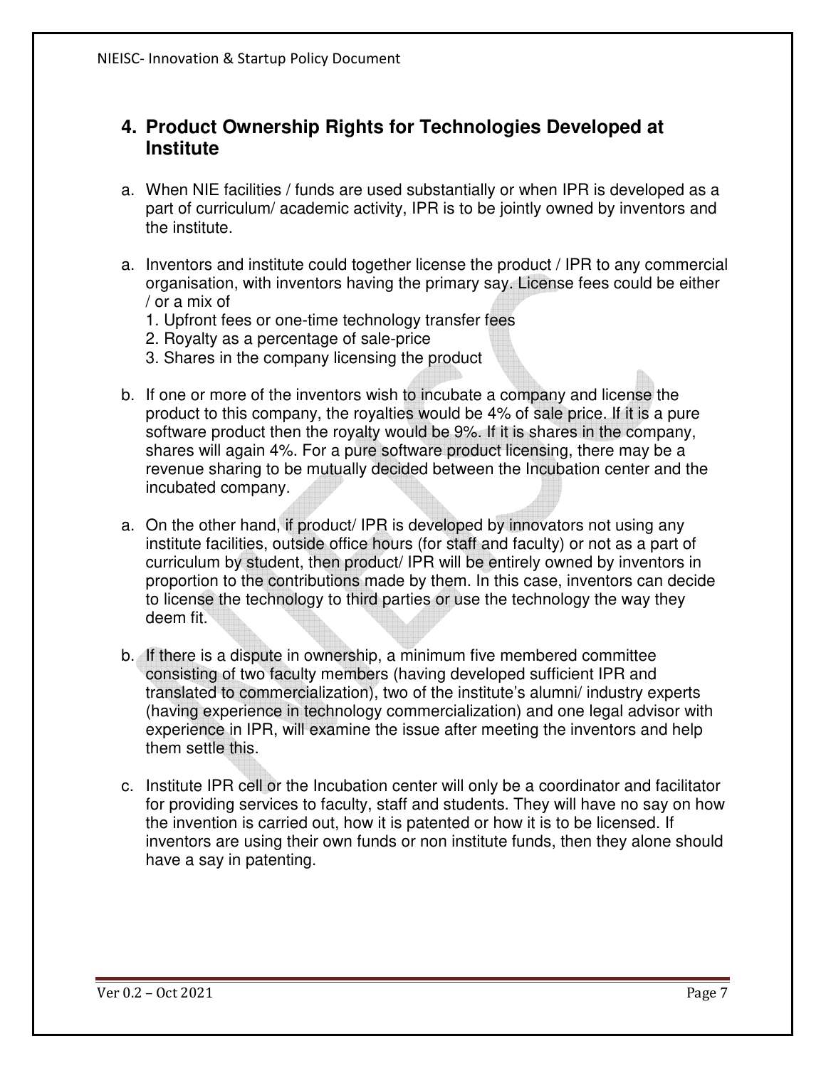## 4. Product Ownership Rights for Technologies Developed at Institute

a. When NIE facilities / funds are used substantially or when IPR is developed as a part of curriculum/ academic activity, IPR is to be jointly owned by inventors and the institute.

a. Inventors and institute could together license the product / IPR to any commercial organisation, with inventors having the primary say. License fees could be either / or a mix of
   1. Upfront fees or one-time technology transfer fees
   2. Royalty as a percentage of sale-price
   3. Shares in the company licensing the product

b. If one or more of the inventors wish to incubate a company and license the product to this company, the royalties would be 4% of sale price. If it is a pure software product then the royalty would be 9%. If it is shares in the company, shares will again 4%. For a pure software product licensing, there may be a revenue sharing to be mutually decided between the Incubation center and the incubated company.

a. On the other hand, if product/ IPR is developed by innovators not using any institute facilities, outside office hours (for staff and faculty) or not as a part of curriculum by student, then product/ IPR will be entirely owned by inventors in proportion to the contributions made by them. In this case, inventors can decide to license the technology to third parties or use the technology the way they deem fit.

b. If there is a dispute in ownership, a minimum five membered committee consisting of two faculty members (having developed sufficient IPR and translated to commercialization), two of the institute's alumni/ industry experts (having experience in technology commercialization) and one legal advisor with experience in IPR, will examine the issue after meeting the inventors and help them settle this.

c. Institute IPR cell or the Incubation center will only be a coordinator and facilitator for providing services to faculty, staff and students. They will have no say on how the invention is carried out, how it is patented or how it is to be licensed. If inventors are using their own funds or non institute funds, then they alone should have a say in patenting.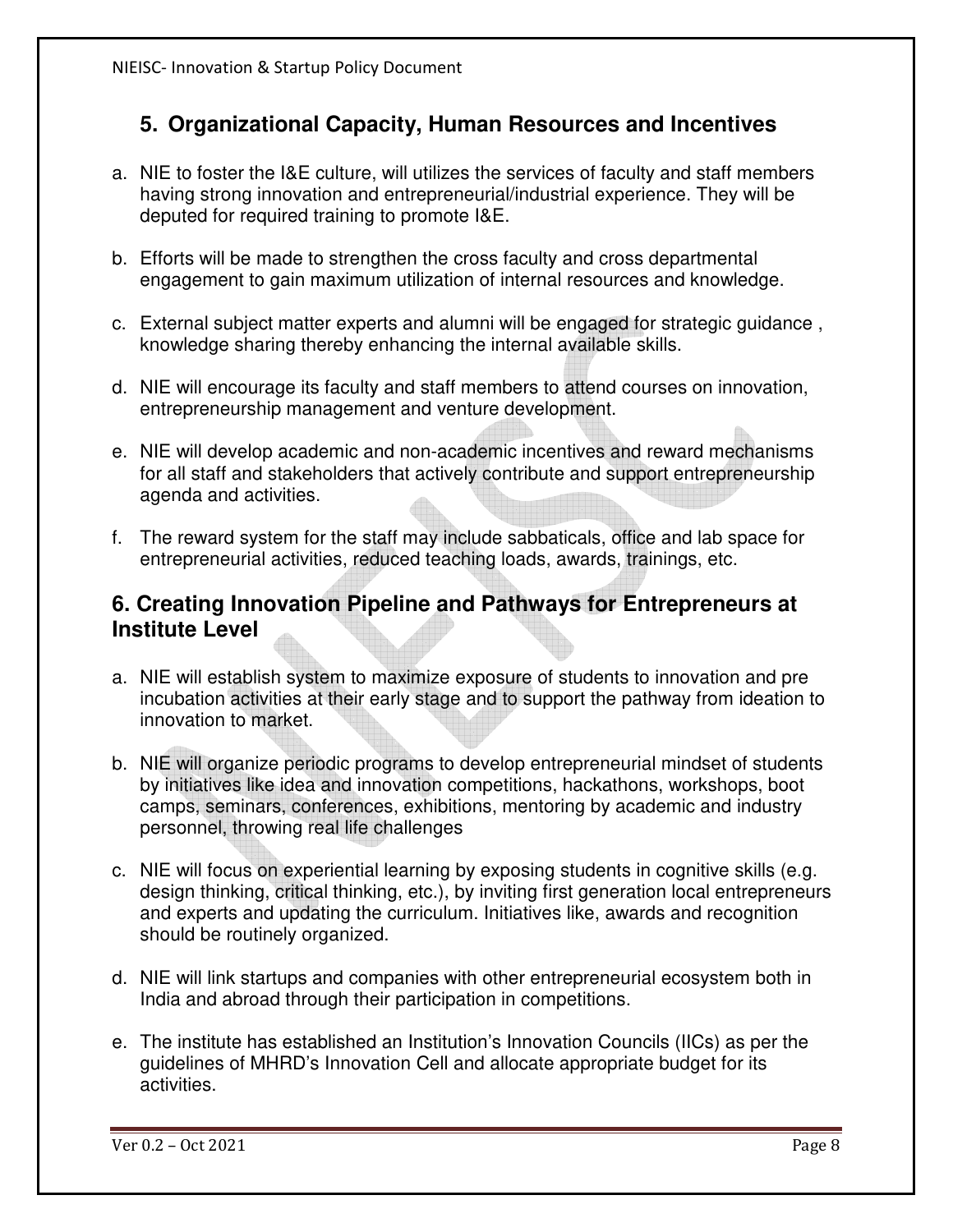## 5. Organizational Capacity, Human Resources and Incentives

a. NIE to foster the I&E culture, will utilizes the services of faculty and staff members having strong innovation and entrepreneurial/industrial experience. They will be deputed for required training to promote I&E.

b. Efforts will be made to strengthen the cross faculty and cross departmental engagement to gain maximum utilization of internal resources and knowledge.

c. External subject matter experts and alumni will be engaged for strategic guidance , knowledge sharing thereby enhancing the internal available skills.

d. NIE will encourage its faculty and staff members to attend courses on innovation, entrepreneurship management and venture development.

e. NIE will develop academic and non-academic incentives and reward mechanisms for all staff and stakeholders that actively contribute and support entrepreneurship agenda and activities.

f. The reward system for the staff may include sabbaticals, office and lab space for entrepreneurial activities, reduced teaching loads, awards, trainings, etc.

## 6. Creating Innovation Pipeline and Pathways for Entrepreneurs at Institute Level

a. NIE will establish system to maximize exposure of students to innovation and pre incubation activities at their early stage and to support the pathway from ideation to innovation to market.

b. NIE will organize periodic programs to develop entrepreneurial mindset of students by initiatives like idea and innovation competitions, hackathons, workshops, boot camps, seminars, conferences, exhibitions, mentoring by academic and industry personnel, throwing real life challenges

c. NIE will focus on experiential learning by exposing students in cognitive skills (e.g. design thinking, critical thinking, etc.), by inviting first generation local entrepreneurs and experts and updating the curriculum. Initiatives like, awards and recognition should be routinely organized.

d. NIE will link startups and companies with other entrepreneurial ecosystem both in India and abroad through their participation in competitions.

e. The institute has established an Institution's Innovation Councils (IICs) as per the guidelines of MHRD's Innovation Cell and allocate appropriate budget for its activities.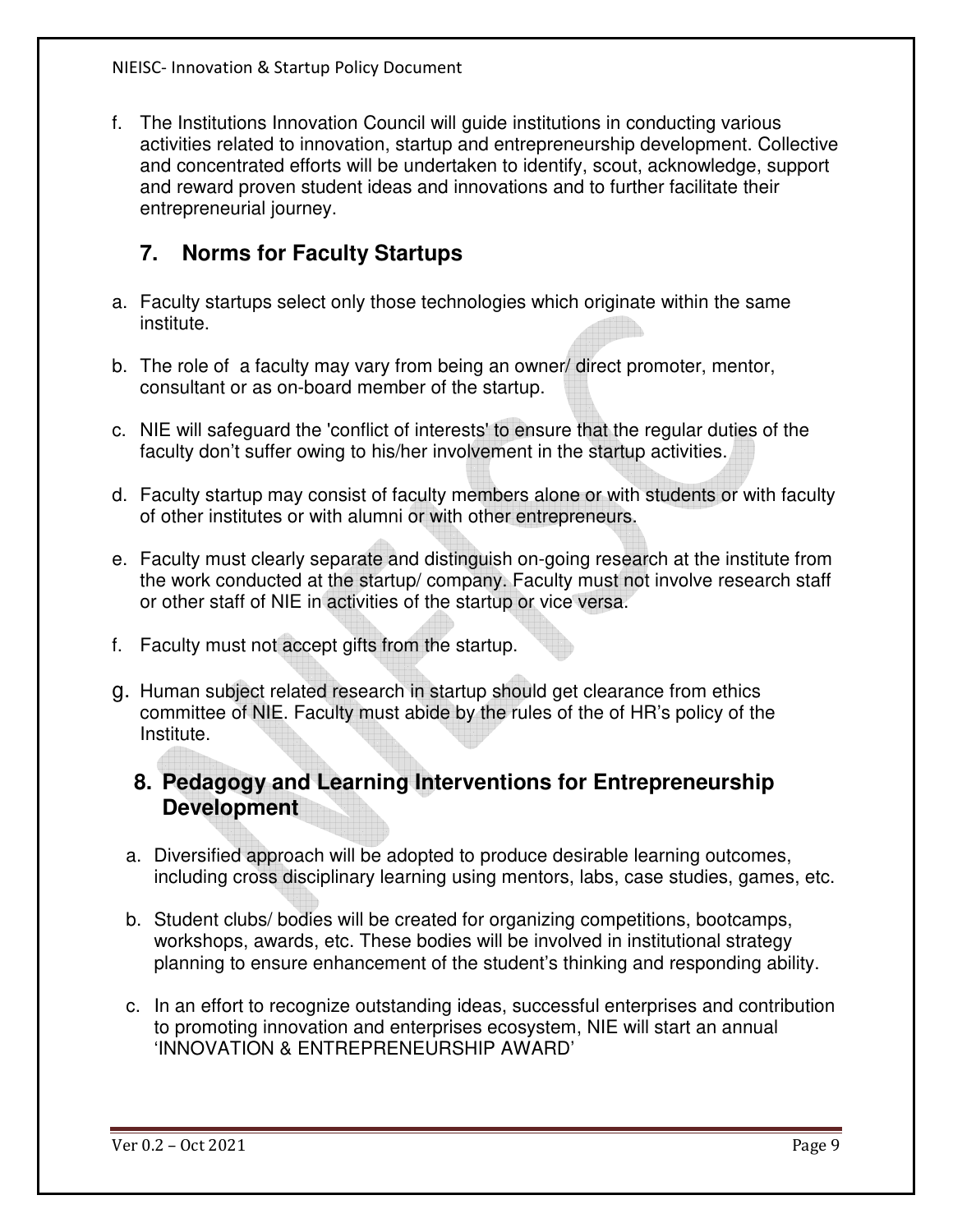f. The Institutions Innovation Council will guide institutions in conducting various activities related to innovation, startup and entrepreneurship development. Collective and concentrated efforts will be undertaken to identify, scout, acknowledge, support and reward proven student ideas and innovations and to further facilitate their entrepreneurial journey.

## 7. Norms for Faculty Startups

a. Faculty startups select only those technologies which originate within the same institute.

b. The role of a faculty may vary from being an owner/ direct promoter, mentor, consultant or as on-board member of the startup.

c. NIE will safeguard the 'conflict of interests' to ensure that the regular duties of the faculty don't suffer owing to his/her involvement in the startup activities.

d. Faculty startup may consist of faculty members alone or with students or with faculty of other institutes or with alumni or with other entrepreneurs.

e. Faculty must clearly separate and distinguish on-going research at the institute from the work conducted at the startup/ company. Faculty must not involve research staff or other staff of NIE in activities of the startup or vice versa.

f. Faculty must not accept gifts from the startup.

g. Human subject related research in startup should get clearance from ethics committee of NIE. Faculty must abide by the rules of the of HR's policy of the Institute.

## 8. Pedagogy and Learning Interventions for Entrepreneurship Development

a. Diversified approach will be adopted to produce desirable learning outcomes, including cross disciplinary learning using mentors, labs, case studies, games, etc.

b. Student clubs/ bodies will be created for organizing competitions, bootcamps, workshops, awards, etc. These bodies will be involved in institutional strategy planning to ensure enhancement of the student's thinking and responding ability.

c. In an effort to recognize outstanding ideas, successful enterprises and contribution to promoting innovation and enterprises ecosystem, NIE will start an annual 'INNOVATION & ENTREPRENEURSHIP AWARD'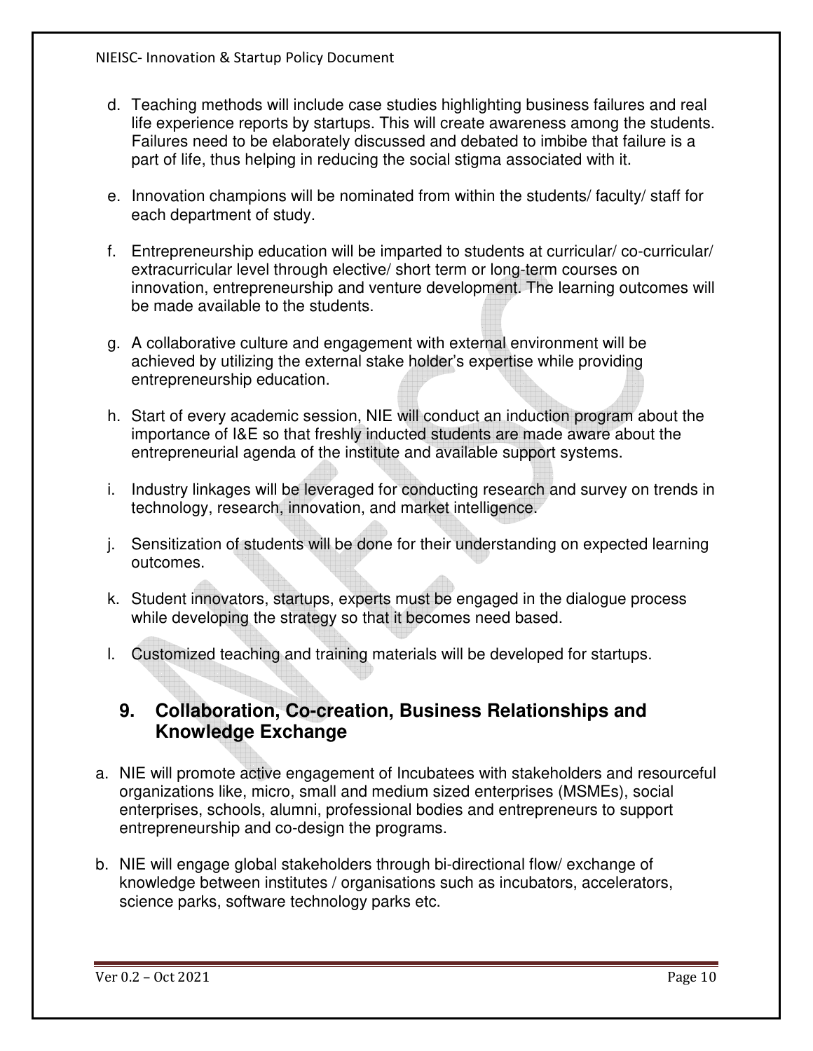d. Teaching methods will include case studies highlighting business failures and real life experience reports by startups. This will create awareness among the students. Failures need to be elaborately discussed and debated to imbibe that failure is a part of life, thus helping in reducing the social stigma associated with it.

e. Innovation champions will be nominated from within the students/ faculty/ staff for each department of study.

f. Entrepreneurship education will be imparted to students at curricular/ co-curricular/ extracurricular level through elective/ short term or long-term courses on innovation, entrepreneurship and venture development. The learning outcomes will be made available to the students.

g. A collaborative culture and engagement with external environment will be achieved by utilizing the external stake holder's expertise while providing entrepreneurship education.

h. Start of every academic session, NIE will conduct an induction program about the importance of I&E so that freshly inducted students are made aware about the entrepreneurial agenda of the institute and available support systems.

i. Industry linkages will be leveraged for conducting research and survey on trends in technology, research, innovation, and market intelligence.

j. Sensitization of students will be done for their understanding on expected learning outcomes.

k. Student innovators, startups, experts must be engaged in the dialogue process while developing the strategy so that it becomes need based.

l. Customized teaching and training materials will be developed for startups.

## 9. Collaboration, Co-creation, Business Relationships and Knowledge Exchange

a. NIE will promote active engagement of Incubatees with stakeholders and resourceful organizations like, micro, small and medium sized enterprises (MSMEs), social enterprises, schools, alumni, professional bodies and entrepreneurs to support entrepreneurship and co-design the programs.

b. NIE will engage global stakeholders through bi-directional flow/ exchange of knowledge between institutes / organisations such as incubators, accelerators, science parks, software technology parks etc.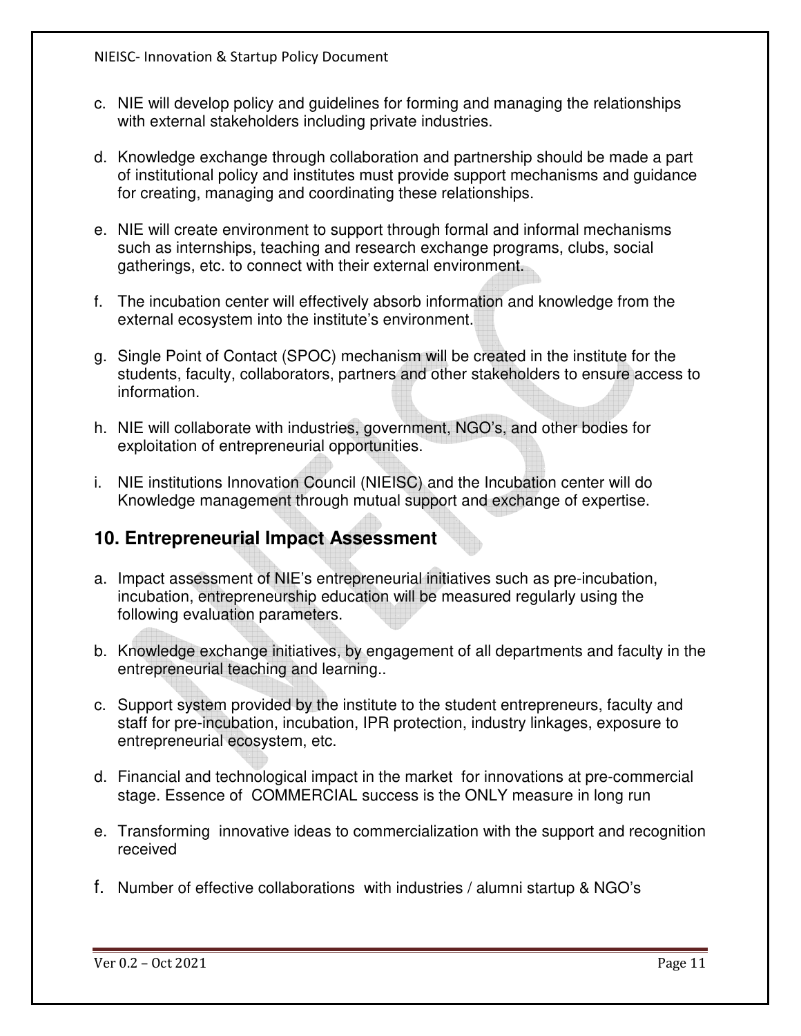c. NIE will develop policy and guidelines for forming and managing the relationships with external stakeholders including private industries.

d. Knowledge exchange through collaboration and partnership should be made a part of institutional policy and institutes must provide support mechanisms and guidance for creating, managing and coordinating these relationships.

e. NIE will create environment to support through formal and informal mechanisms such as internships, teaching and research exchange programs, clubs, social gatherings, etc. to connect with their external environment.

f. The incubation center will effectively absorb information and knowledge from the external ecosystem into the institute's environment.

g. Single Point of Contact (SPOC) mechanism will be created in the institute for the students, faculty, collaborators, partners and other stakeholders to ensure access to information.

h. NIE will collaborate with industries, government, NGO's, and other bodies for exploitation of entrepreneurial opportunities.

i. NIE institutions Innovation Council (NIEISC) and the Incubation center will do Knowledge management through mutual support and exchange of expertise.

## 10. Entrepreneurial Impact Assessment

a. Impact assessment of NIE's entrepreneurial initiatives such as pre-incubation, incubation, entrepreneurship education will be measured regularly using the following evaluation parameters.

b. Knowledge exchange initiatives, by engagement of all departments and faculty in the entrepreneurial teaching and learning..

c. Support system provided by the institute to the student entrepreneurs, faculty and staff for pre-incubation, incubation, IPR protection, industry linkages, exposure to entrepreneurial ecosystem, etc.

d. Financial and technological impact in the market for innovations at pre-commercial stage. Essence of COMMERCIAL success is the ONLY measure in long run

e. Transforming innovative ideas to commercialization with the support and recognition received

f. Number of effective collaborations with industries / alumni startup & NGO's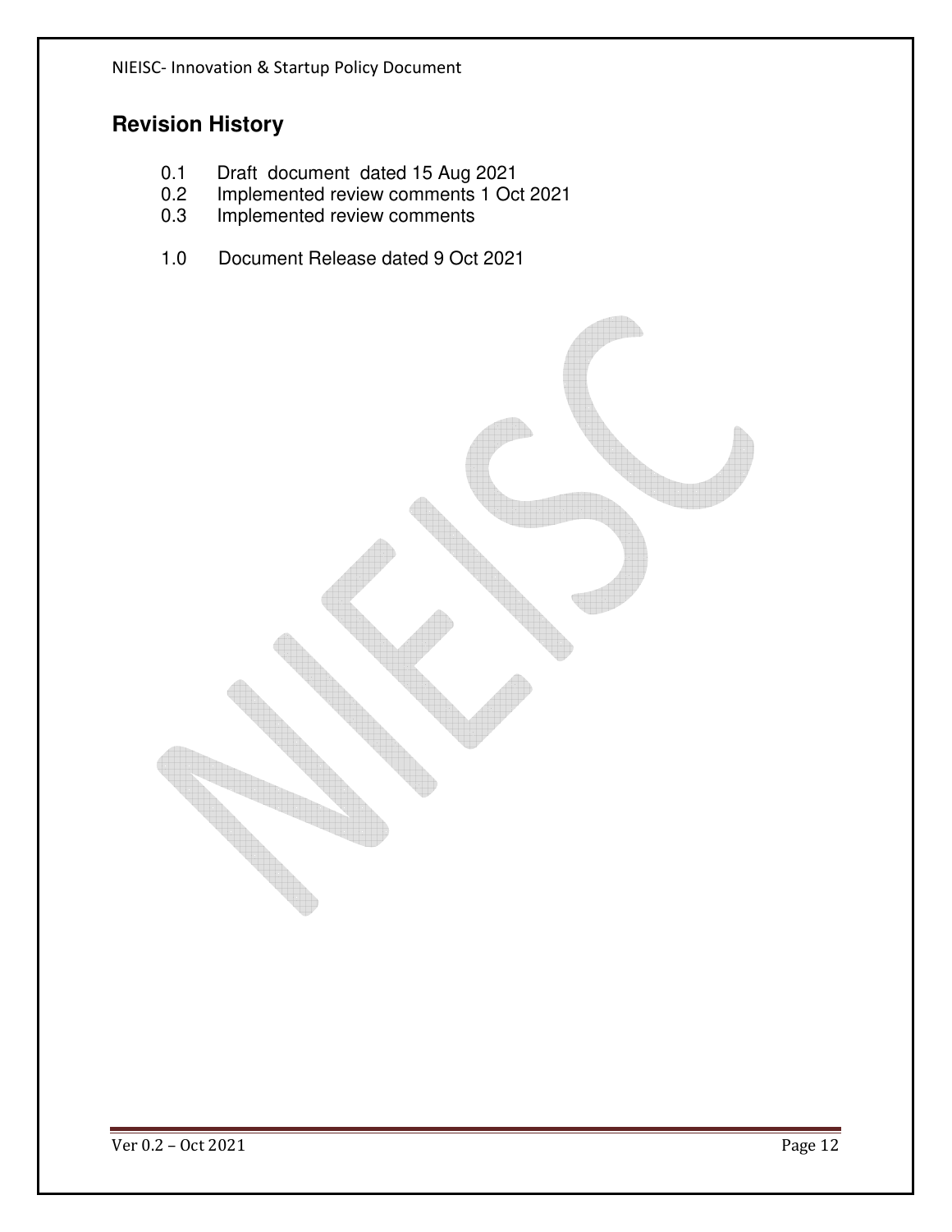## Revision History

0.1 Draft document dated 15 Aug 2021
0.2 Implemented review comments 1 Oct 2021
0.3 Implemented review comments

1.0 Document Release dated 9 Oct 2021